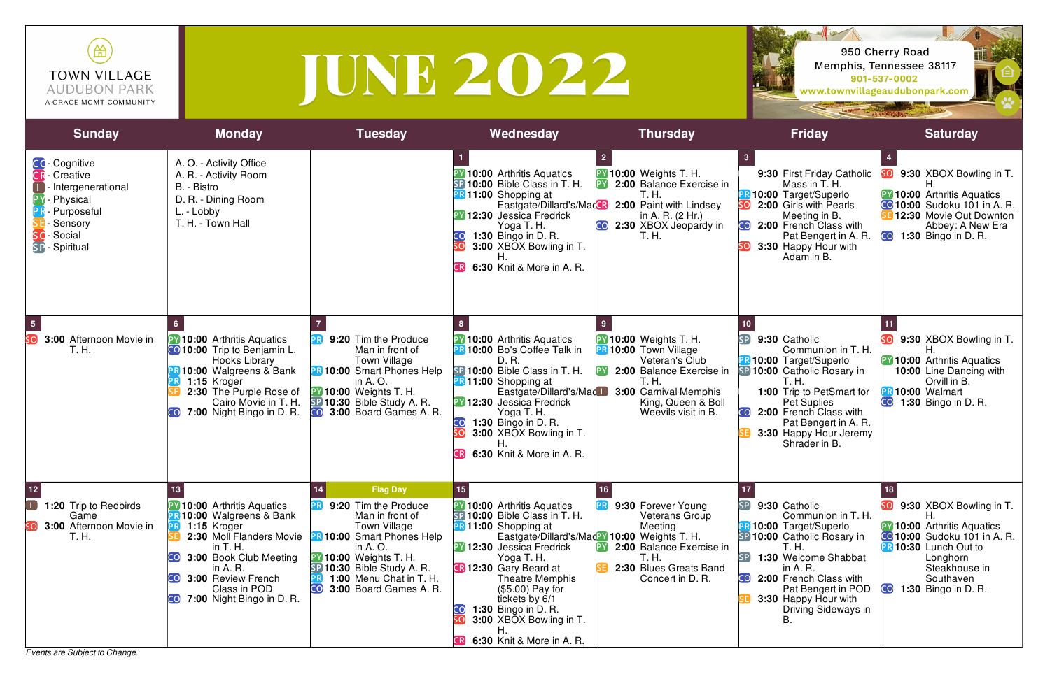TOWN VILLAGE
AUDUBON PARK
A GRACE MGMT COMMUNITY

# JUNE 2022

950 Cherry Road
Memphis, Tennessee 38117
901-537-0002
www.townvillageaudubonpark.com

| Sunday | Monday | Tuesday | Wednesday | Thursday | Friday | Saturday |
|---|---|---|---|---|---|---|
| CO - Cognitive<br>CR - Creative<br>I - Intergenerational<br>PY - Physical<br>PR - Purposeful<br>SE - Sensory<br>SO - Social<br>SP - Spiritual | A. O. - Activity Office<br>A. R. - Activity Room<br>B. - Bistro<br>D. R. - Dining Room<br>L. - Lobby<br>T. H. - Town Hall | | **1**<br>PY **10:00** Arthritis Aquatics<br>SP **10:00** Bible Class in T. H.<br>PR **11:00** Shopping at Eastgate/Dillard's/Macy's<br>PY **12:30** Jessica Fredrick Yoga T. H.<br>CO **1:30** Bingo in D. R.<br>SO **3:00** XBOX Bowling in T. H.<br>CR **6:30** Knit & More in A. R. | **2**<br>PY **10:00** Weights T. H.<br>PY **2:00** Balance Exercise in T. H.<br>CR **2:00** Paint with Lindsey in A. R. (2 Hr.)<br>CO **2:30** XBOX Jeopardy in T. H. | **3**<br>**9:30** First Friday Catholic Mass in T. H.<br>PR **10:00** Target/Superlo<br>SO **2:00** Girls with Pearls Meeting in B.<br>CO **2:00** French Class with Pat Bengert in A. R.<br>SO **3:30** Happy Hour with Adam in B. | **4**<br>SO **9:30** XBOX Bowling in T. H.<br>PY **10:00** Arthritis Aquatics<br>CO **10:00** Sudoku 101 in A. R.<br>SE **12:30** Movie Out Downton Abbey: A New Era<br>CO **1:30** Bingo in D. R. |
| **5**<br>SO **3:00** Afternoon Movie in T. H. | **6**<br>PY **10:00** Arthritis Aquatics<br>CO **10:00** Trip to Benjamin L. Hooks Library<br>PR **10:00** Walgreens & Bank<br>PR **1:15** Kroger<br>SE **2:30** The Purple Rose of Cairo Movie in T. H.<br>CO **7:00** Night Bingo in D. R. | **7**<br>PR **9:20** Tim the Produce Man in front of Town Village<br>PR **10:00** Smart Phones Help in A. O.<br>PY **10:00** Weights T. H.<br>SP **10:30** Bible Study A. R.<br>CO **3:00** Board Games A. R. | **8**<br>PY **10:00** Arthritis Aquatics<br>PR **10:00** Bo's Coffee Talk in D. R.<br>SP **10:00** Bible Class in T. H.<br>PR **11:00** Shopping at Eastgate/Dillard's/Macy's<br>PY **12:30** Jessica Fredrick Yoga T. H.<br>CO **1:30** Bingo in D. R.<br>SO **3:00** XBOX Bowling in T. H.<br>CR **6:30** Knit & More in A. R. | **9**<br>PY **10:00** Weights T. H.<br>PR **10:00** Town Village Veteran's Club<br>PY **2:00** Balance Exercise in T. H.<br>I **3:00** Carnival Memphis King, Queen & Boll Weevils visit in B. | **10**<br>SP **9:30** Catholic Communion in T. H.<br>SP **10:00** Catholic Rosary in T. H.<br>**1:00** Trip to PetSmart for Pet Suplies<br>CO **2:00** French Class with Pat Bengert in A. R.<br>SE **3:30** Happy Hour Jeremy Shrader in B. | **11**<br>SO **9:30** XBOX Bowling in T. H.<br>PY **10:00** Arthritis Aquatics<br>**10:00** Line Dancing with Orvill in B.<br>PR **10:00** Walmart<br>CO **1:30** Bingo in D. R. |
| **12**<br>I **1:20** Trip to Redbirds Game<br>SO **3:00** Afternoon Movie in T. H. | **13**<br>PY **10:00** Arthritis Aquatics<br>PR **10:00** Walgreens & Bank<br>PR **1:15** Kroger<br>SE **2:30** Moll Flanders Movie in T. H.<br>CO **3:00** Book Club Meeting in A. R.<br>CO **3:00** Review French Class in POD<br>CO **7:00** Night Bingo in D. R. | **14** Flag Day<br>PR **9:20** Tim the Produce Man in front of Town Village<br>PR **10:00** Smart Phones Help in A. O.<br>PY **10:00** Weights T. H.<br>SP **10:30** Bible Study A. R.<br>PR **1:00** Menu Chat in T. H.<br>CO **3:00** Board Games A. R. | **15**<br>PY **10:00** Arthritis Aquatics<br>SP **10:00** Bible Class in T. H.<br>PR **11:00** Shopping at Eastgate/Dillard's/Macy's<br>PY **12:30** Jessica Fredrick Yoga T. H.<br>CR **12:30** Gary Beard at Theatre Memphis ($5.00) Pay for tickets by 6/1<br>CO **1:30** Bingo in D. R.<br>SO **3:00** XBOX Bowling in T. H.<br>CR **6:30** Knit & More in A. R. | **16**<br>PR **9:30** Forever Young Veterans Group Meeting<br>PY **10:00** Weights T. H.<br>PY **2:00** Balance Exercise in T. H.<br>SE **2:30** Blues Greats Band Concert in D. R. | **17**<br>SP **9:30** Catholic Communion in T. H.<br>PR **10:00** Target/Superlo<br>SP **10:00** Catholic Rosary in T. H.<br>SP **1:30** Welcome Shabbat in A. R.<br>CO **2:00** French Class with Pat Bengert in POD<br>SE **3:30** Happy Hour with Driving Sideways in B. | **18**<br>SO **9:30** XBOX Bowling in T. H.<br>PY **10:00** Arthritis Aquatics<br>CO **10:00** Sudoku 101 in A. R.<br>PR **10:30** Lunch Out to Longhorn Steakhouse in Southaven<br>CO **1:30** Bingo in D. R. |

*Events are Subject to Change.*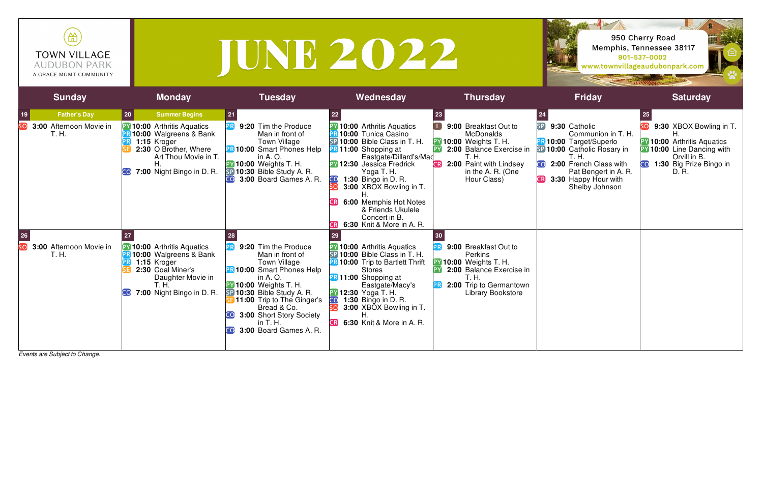TOWN VILLAGE
AUDUBON PARK
A GRACE MGMT COMMUNITY

# JUNE 2022

950 Cherry Road
Memphis, Tennessee 38117
901-537-0002
www.townvillageaudubonpark.com

| Sunday | Monday | Tuesday | Wednesday | Thursday | Friday | Saturday |
|---|---|---|---|---|---|---|
| 19 Father's Day<br>SO **3:00** Afternoon Movie in T. H. | 20 Summer Begins<br>PY **10:00** Arthritis Aquatics<br>PR **10:00** Walgreens & Bank<br>PR **1:15** Kroger<br>SE **2:30** O Brother, Where Art Thou Movie in T. H.<br>CO **7:00** Night Bingo in D. R. | 21<br>PR **9:20** Tim the Produce Man in front of Town Village<br>PR **10:00** Smart Phones Help in A. O.<br>PY **10:00** Weights T. H.<br>SP **10:30** Bible Study A. R.<br>CO **3:00** Board Games A. R. | 22<br>PY **10:00** Arthritis Aquatics<br>PR **10:00** Tunica Casino<br>SP **10:00** Bible Class in T. H.<br>PR **11:00** Shopping at Eastgate/Dillard's/Mad<br>PY **12:30** Jessica Fredrick Yoga T. H.<br>CO **1:30** Bingo in D. R.<br>SO **3:00** XBOX Bowling in T. H.<br>CR **6:00** Memphis Hot Notes & Friends Ukulele Concert in B.<br>CR **6:30** Knit & More in A. R. | 23<br>I **9:00** Breakfast Out to McDonalds<br>PY **10:00** Weights T. H.<br>PY **2:00** Balance Exercise in T. H.<br>CR **2:00** Paint with Lindsey in the A. R. (One Hour Class) | 24<br>SP **9:30** Catholic Communion in T. H.<br>PR **10:00** Target/Superlo<br>SP **10:00** Catholic Rosary in T. H.<br>CO **2:00** French Class with Pat Bengert in A. R.<br>CR **3:30** Happy Hour with Shelby Johnson | 25<br>SO **9:30** XBOX Bowling in T. H.<br>PY **10:00** Arthritis Aquatics<br>PY **10:00** Line Dancing with Orvill in B.<br>CO **1:30** Big Prize Bingo in D. R. |
| 26<br>SO **3:00** Afternoon Movie in T. H. | 27<br>PY **10:00** Arthritis Aquatics<br>PR **10:00** Walgreens & Bank<br>PR **1:15** Kroger<br>SE **2:30** Coal Miner's Daughter Movie in T. H.<br>CO **7:00** Night Bingo in D. R. | 28<br>PR **9:20** Tim the Produce Man in front of Town Village<br>PR **10:00** Smart Phones Help in A. O.<br>PY **10:00** Weights T. H.<br>SP **10:30** Bible Study A. R.<br>SE **11:00** Trip to The Ginger's Bread & Co.<br>CO **3:00** Short Story Society in T. H.<br>CO **3:00** Board Games A. R. | 29<br>PY **10:00** Arthritis Aquatics<br>SP **10:00** Bible Class in T. H.<br>PR **10:00** Trip to Bartlett Thrift Stores<br>PR **11:00** Shopping at Eastgate/Macy's<br>PY **12:30** Yoga T. H.<br>CO **1:30** Bingo in D. R.<br>SO **3:00** XBOX Bowling in T. H.<br>CR **6:30** Knit & More in A. R. | 30<br>PR **9:00** Breakfast Out to Perkins<br>PY **10:00** Weights T. H.<br>PY **2:00** Balance Exercise in T. H.<br>PR **2:00** Trip to Germantown Library Bookstore | | |

*Events are Subject to Change.*